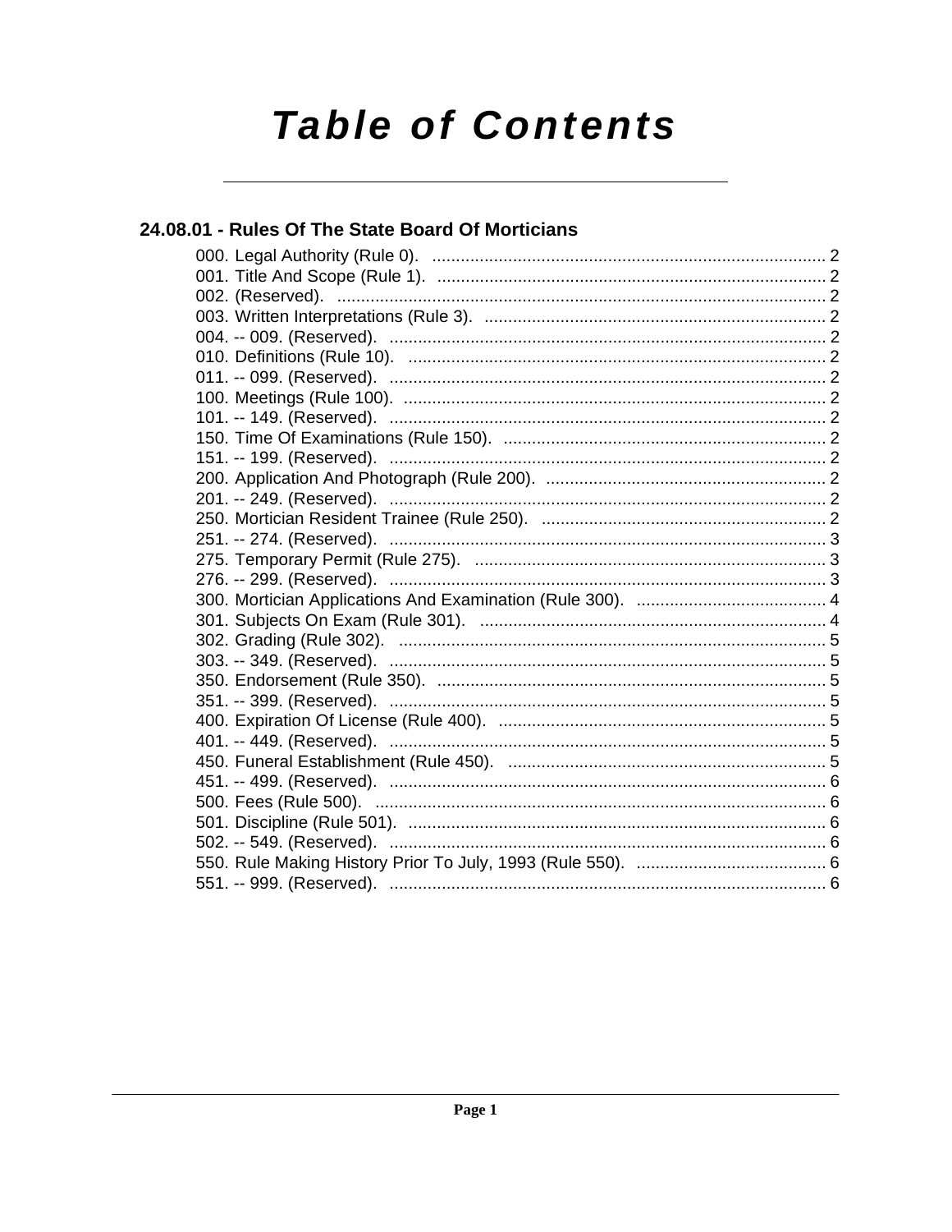# Table of Contents

## 24.08.01 - Rules Of The State Board Of Morticians

000. Legal Authority (Rule 0). ..................................................................................... 2
001. Title And Scope (Rule 1). ..................................................................................... 2
002. (Reserved). ..................................................................................... 2
003. Written Interpretations (Rule 3). ..................................................................................... 2
004. -- 009. (Reserved). ..................................................................................... 2
010. Definitions (Rule 10). ..................................................................................... 2
011. -- 099. (Reserved). ..................................................................................... 2
100. Meetings (Rule 100). ..................................................................................... 2
101. -- 149. (Reserved). ..................................................................................... 2
150. Time Of Examinations (Rule 150). ..................................................................................... 2
151. -- 199. (Reserved). ..................................................................................... 2
200. Application And Photograph (Rule 200). ..................................................................................... 2
201. -- 249. (Reserved). ..................................................................................... 2
250. Mortician Resident Trainee (Rule 250). ..................................................................................... 2
251. -- 274. (Reserved). ..................................................................................... 3
275. Temporary Permit (Rule 275). ..................................................................................... 3
276. -- 299. (Reserved). ..................................................................................... 3
300. Mortician Applications And Examination (Rule 300). ..................................................................................... 4
301. Subjects On Exam (Rule 301). ..................................................................................... 4
302. Grading (Rule 302). ..................................................................................... 5
303. -- 349. (Reserved). ..................................................................................... 5
350. Endorsement (Rule 350). ..................................................................................... 5
351. -- 399. (Reserved). ..................................................................................... 5
400. Expiration Of License (Rule 400). ..................................................................................... 5
401. -- 449. (Reserved). ..................................................................................... 5
450. Funeral Establishment (Rule 450). ..................................................................................... 5
451. -- 499. (Reserved). ..................................................................................... 6
500. Fees (Rule 500). ..................................................................................... 6
501. Discipline (Rule 501). ..................................................................................... 6
502. -- 549. (Reserved). ..................................................................................... 6
550. Rule Making History Prior To July, 1993 (Rule 550). ..................................................................................... 6
551. -- 999. (Reserved). ..................................................................................... 6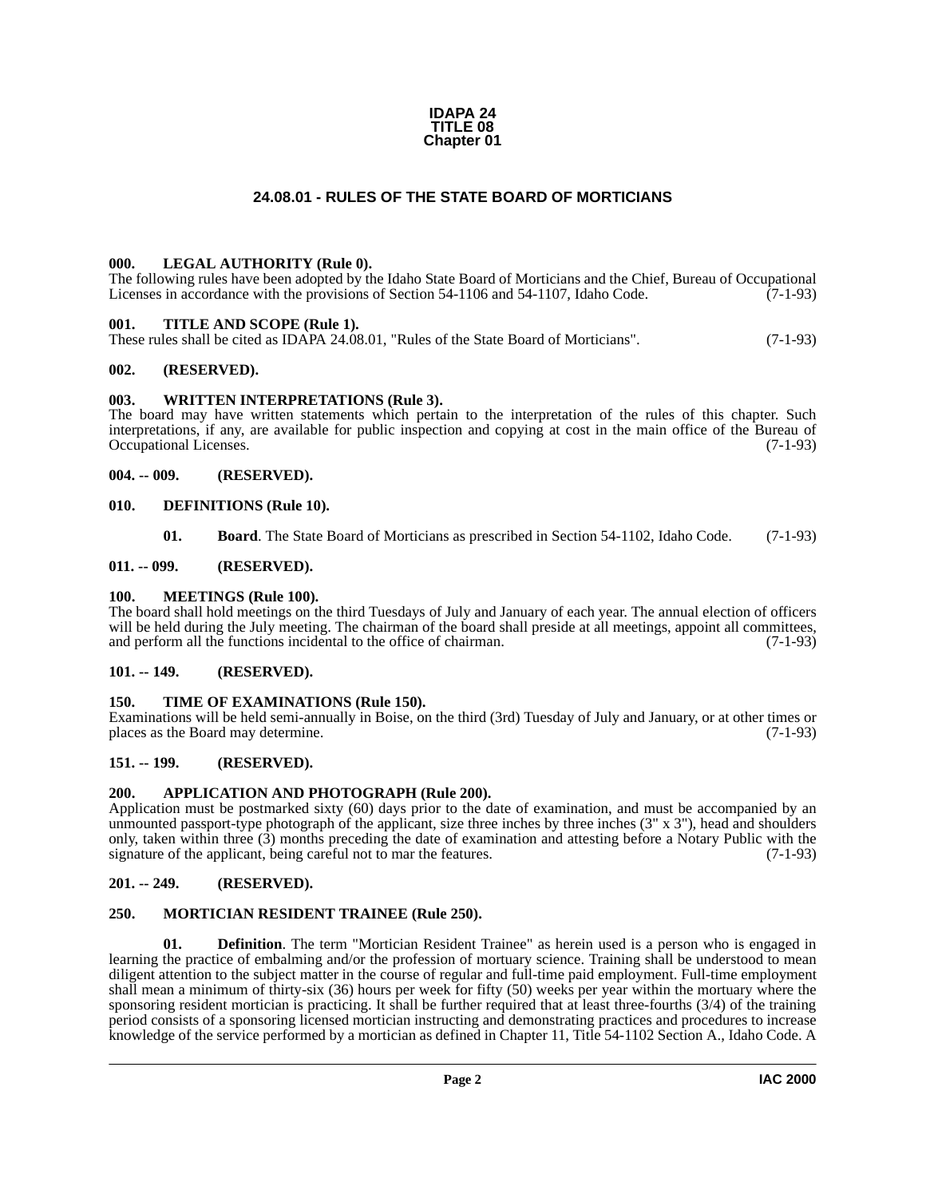**IDAPA 24**
**TITLE 08**
**Chapter 01**

# 24.08.01 - RULES OF THE STATE BOARD OF MORTICIANS

### 000. LEGAL AUTHORITY (Rule 0).

The following rules have been adopted by the Idaho State Board of Morticians and the Chief, Bureau of Occupational Licenses in accordance with the provisions of Section 54-1106 and 54-1107, Idaho Code. (7-1-93)

### 001. TITLE AND SCOPE (Rule 1).

These rules shall be cited as IDAPA 24.08.01, "Rules of the State Board of Morticians". (7-1-93)

### 002. (RESERVED).

### 003. WRITTEN INTERPRETATIONS (Rule 3).

The board may have written statements which pertain to the interpretation of the rules of this chapter. Such interpretations, if any, are available for public inspection and copying at cost in the main office of the Bureau of Occupational Licenses. (7-1-93)

### 004. -- 009. (RESERVED).

### 010. DEFINITIONS (Rule 10).

**01. Board**. The State Board of Morticians as prescribed in Section 54-1102, Idaho Code. (7-1-93)

### 011. -- 099. (RESERVED).

### 100. MEETINGS (Rule 100).

The board shall hold meetings on the third Tuesdays of July and January of each year. The annual election of officers will be held during the July meeting. The chairman of the board shall preside at all meetings, appoint all committees, and perform all the functions incidental to the office of chairman. (7-1-93)

### 101. -- 149. (RESERVED).

### 150. TIME OF EXAMINATIONS (Rule 150).

Examinations will be held semi-annually in Boise, on the third (3rd) Tuesday of July and January, or at other times or places as the Board may determine. (7-1-93)

### 151. -- 199. (RESERVED).

### 200. APPLICATION AND PHOTOGRAPH (Rule 200).

Application must be postmarked sixty (60) days prior to the date of examination, and must be accompanied by an unmounted passport-type photograph of the applicant, size three inches by three inches (3" x 3"), head and shoulders only, taken within three (3) months preceding the date of examination and attesting before a Notary Public with the signature of the applicant, being careful not to mar the features. (7-1-93)

### 201. -- 249. (RESERVED).

### 250. MORTICIAN RESIDENT TRAINEE (Rule 250).

**01. Definition**. The term "Mortician Resident Trainee" as herein used is a person who is engaged in learning the practice of embalming and/or the profession of mortuary science. Training shall be understood to mean diligent attention to the subject matter in the course of regular and full-time paid employment. Full-time employment shall mean a minimum of thirty-six (36) hours per week for fifty (50) weeks per year within the mortuary where the sponsoring resident mortician is practicing. It shall be further required that at least three-fourths (3/4) of the training period consists of a sponsoring licensed mortician instructing and demonstrating practices and procedures to increase knowledge of the service performed by a mortician as defined in Chapter 11, Title 54-1102 Section A., Idaho Code. A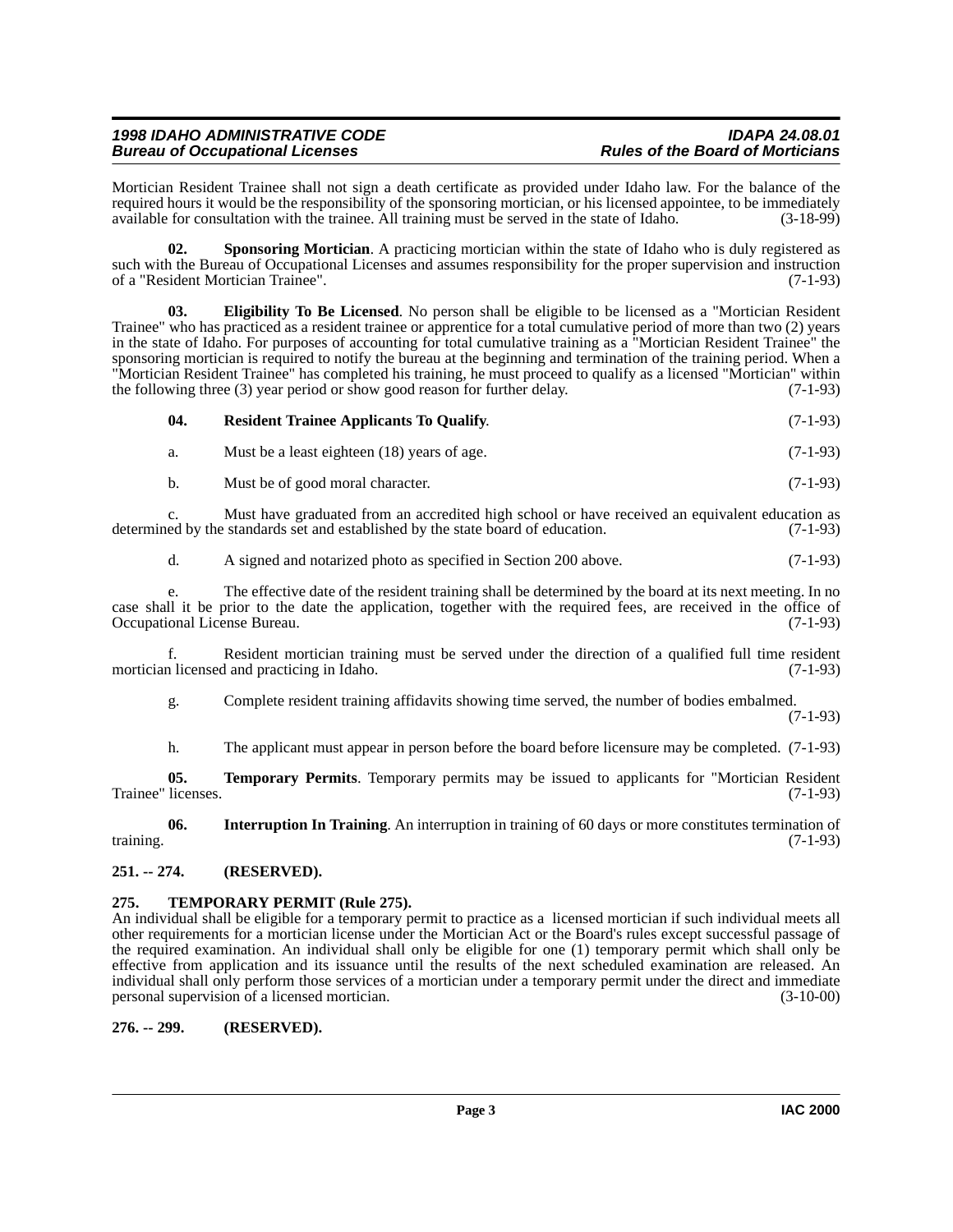Mortician Resident Trainee shall not sign a death certificate as provided under Idaho law. For the balance of the required hours it would be the responsibility of the sponsoring mortician, or his licensed appointee, to be immediately available for consultation with the trainee. All training must be served in the state of Idaho. (3-18-99)

**02. Sponsoring Mortician**. A practicing mortician within the state of Idaho who is duly registered as such with the Bureau of Occupational Licenses and assumes responsibility for the proper supervision and instruction of a "Resident Mortician Trainee". (7-1-93)

**03. Eligibility To Be Licensed**. No person shall be eligible to be licensed as a "Mortician Resident Trainee" who has practiced as a resident trainee or apprentice for a total cumulative period of more than two (2) years in the state of Idaho. For purposes of accounting for total cumulative training as a "Mortician Resident Trainee" the sponsoring mortician is required to notify the bureau at the beginning and termination of the training period. When a "Mortician Resident Trainee" has completed his training, he must proceed to qualify as a licensed "Mortician" within the following three (3) year period or show good reason for further delay. (7-1-93)

**04. Resident Trainee Applicants To Qualify**. (7-1-93)

a. Must be a least eighteen (18) years of age. (7-1-93)

b. Must be of good moral character. (7-1-93)

c. Must have graduated from an accredited high school or have received an equivalent education as determined by the standards set and established by the state board of education. (7-1-93)

d. A signed and notarized photo as specified in Section 200 above. (7-1-93)

e. The effective date of the resident training shall be determined by the board at its next meeting. In no case shall it be prior to the date the application, together with the required fees, are received in the office of Occupational License Bureau. (7-1-93)

f. Resident mortician training must be served under the direction of a qualified full time resident mortician licensed and practicing in Idaho. (7-1-93)

g. Complete resident training affidavits showing time served, the number of bodies embalmed. (7-1-93)

h. The applicant must appear in person before the board before licensure may be completed. (7-1-93)

**05. Temporary Permits**. Temporary permits may be issued to applicants for "Mortician Resident Trainee" licenses. (7-1-93)

**06. Interruption In Training**. An interruption in training of 60 days or more constitutes termination of training. (7-1-93)

### 251. -- 274. (RESERVED).

### 275. TEMPORARY PERMIT (Rule 275).

An individual shall be eligible for a temporary permit to practice as a licensed mortician if such individual meets all other requirements for a mortician license under the Mortician Act or the Board's rules except successful passage of the required examination. An individual shall only be eligible for one (1) temporary permit which shall only be effective from application and its issuance until the results of the next scheduled examination are released. An individual shall only perform those services of a mortician under a temporary permit under the direct and immediate personal supervision of a licensed mortician. (3-10-00)

### 276. -- 299. (RESERVED).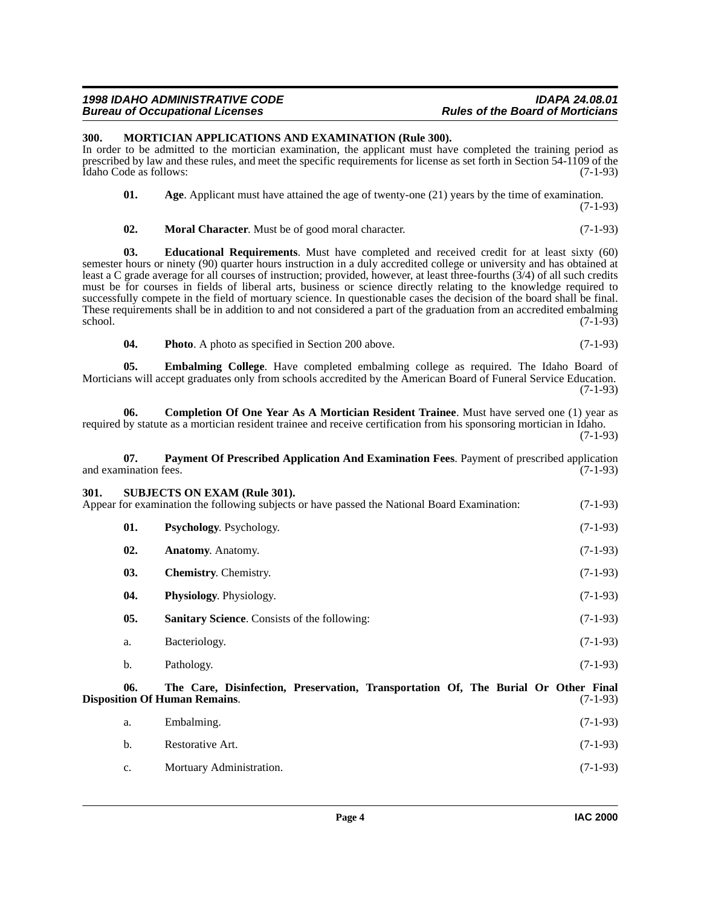### 300. MORTICIAN APPLICATIONS AND EXAMINATION (Rule 300).

In order to be admitted to the mortician examination, the applicant must have completed the training period as prescribed by law and these rules, and meet the specific requirements for license as set forth in Section 54-1109 of the Idaho Code as follows: (7-1-93)

**01. Age**. Applicant must have attained the age of twenty-one (21) years by the time of examination. (7-1-93)

**02. Moral Character**. Must be of good moral character. (7-1-93)

**03. Educational Requirements**. Must have completed and received credit for at least sixty (60) semester hours or ninety (90) quarter hours instruction in a duly accredited college or university and has obtained at least a C grade average for all courses of instruction; provided, however, at least three-fourths (3/4) of all such credits must be for courses in fields of liberal arts, business or science directly relating to the knowledge required to successfully compete in the field of mortuary science. In questionable cases the decision of the board shall be final. These requirements shall be in addition to and not considered a part of the graduation from an accredited embalming school. (7-1-93)

**04. Photo**. A photo as specified in Section 200 above. (7-1-93)

**05. Embalming College**. Have completed embalming college as required. The Idaho Board of Morticians will accept graduates only from schools accredited by the American Board of Funeral Service Education. (7-1-93)

**06. Completion Of One Year As A Mortician Resident Trainee**. Must have served one (1) year as required by statute as a mortician resident trainee and receive certification from his sponsoring mortician in Idaho. (7-1-93)

**07. Payment Of Prescribed Application And Examination Fees**. Payment of prescribed application and examination fees. (7-1-93)

### 301. SUBJECTS ON EXAM (Rule 301).

Appear for examination the following subjects or have passed the National Board Examination: (7-1-93)

**01. Psychology**. Psychology. (7-1-93)

**02. Anatomy**. Anatomy. (7-1-93)

**03. Chemistry**. Chemistry. (7-1-93)

**04. Physiology**. Physiology. (7-1-93)

**05. Sanitary Science**. Consists of the following: (7-1-93)

a. Bacteriology. (7-1-93)

b. Pathology. (7-1-93)

**06. The Care, Disinfection, Preservation, Transportation Of, The Burial Or Other Final Disposition Of Human Remains**. (7-1-93)

a. Embalming. (7-1-93)

b. Restorative Art. (7-1-93)

c. Mortuary Administration. (7-1-93)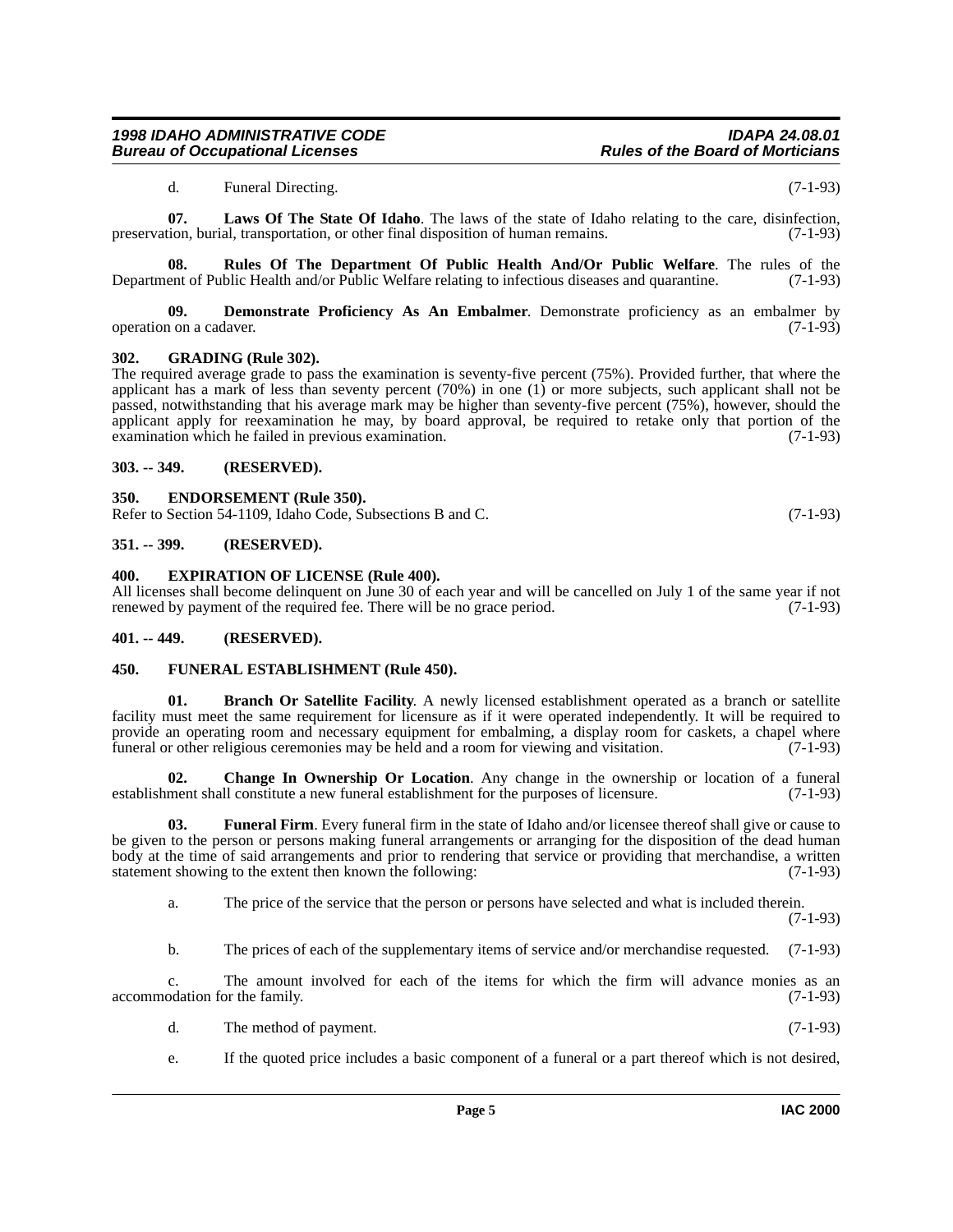d. Funeral Directing. (7-1-93)

**07. Laws Of The State Of Idaho**. The laws of the state of Idaho relating to the care, disinfection, preservation, burial, transportation, or other final disposition of human remains. (7-1-93)

**08. Rules Of The Department Of Public Health And/Or Public Welfare**. The rules of the Department of Public Health and/or Public Welfare relating to infectious diseases and quarantine. (7-1-93)

**09. Demonstrate Proficiency As An Embalmer**. Demonstrate proficiency as an embalmer by operation on a cadaver. (7-1-93)

### 302. GRADING (Rule 302).

The required average grade to pass the examination is seventy-five percent (75%). Provided further, that where the applicant has a mark of less than seventy percent (70%) in one (1) or more subjects, such applicant shall not be passed, notwithstanding that his average mark may be higher than seventy-five percent (75%), however, should the applicant apply for reexamination he may, by board approval, be required to retake only that portion of the examination which he failed in previous examination. (7-1-93)

### 303. -- 349. (RESERVED).

### 350. ENDORSEMENT (Rule 350).

Refer to Section 54-1109, Idaho Code, Subsections B and C. (7-1-93)

### 351. -- 399. (RESERVED).

### 400. EXPIRATION OF LICENSE (Rule 400).

All licenses shall become delinquent on June 30 of each year and will be cancelled on July 1 of the same year if not renewed by payment of the required fee. There will be no grace period. (7-1-93)

### 401. -- 449. (RESERVED).

### 450. FUNERAL ESTABLISHMENT (Rule 450).

**01. Branch Or Satellite Facility**. A newly licensed establishment operated as a branch or satellite facility must meet the same requirement for licensure as if it were operated independently. It will be required to provide an operating room and necessary equipment for embalming, a display room for caskets, a chapel where funeral or other religious ceremonies may be held and a room for viewing and visitation. (7-1-93)

**02. Change In Ownership Or Location**. Any change in the ownership or location of a funeral establishment shall constitute a new funeral establishment for the purposes of licensure. (7-1-93)

**03. Funeral Firm**. Every funeral firm in the state of Idaho and/or licensee thereof shall give or cause to be given to the person or persons making funeral arrangements or arranging for the disposition of the dead human body at the time of said arrangements and prior to rendering that service or providing that merchandise, a written statement showing to the extent then known the following: (7-1-93)

a. The price of the service that the person or persons have selected and what is included therein. (7-1-93)

b. The prices of each of the supplementary items of service and/or merchandise requested. (7-1-93)

c. The amount involved for each of the items for which the firm will advance monies as an accommodation for the family. (7-1-93)

d. The method of payment. (7-1-93)

e. If the quoted price includes a basic component of a funeral or a part thereof which is not desired,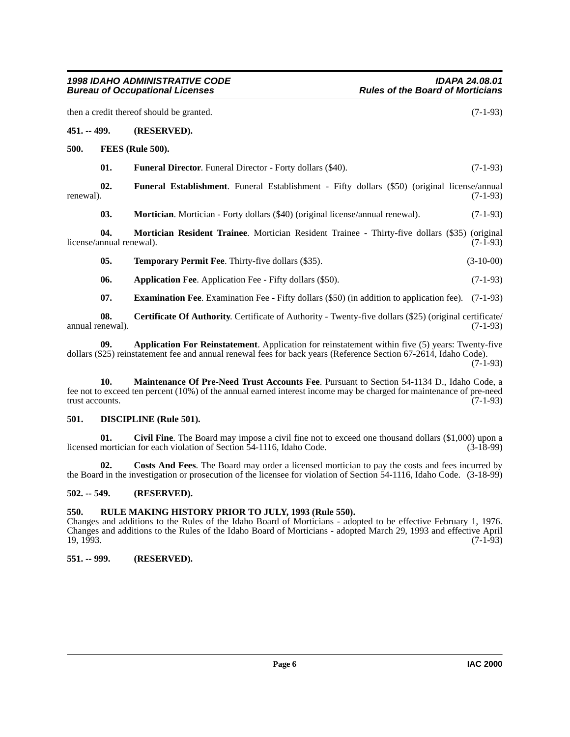then a credit thereof should be granted. (7-1-93)

**451. -- 499. (RESERVED).**

**500. FEES (Rule 500).**

**01. Funeral Director**. Funeral Director - Forty dollars ($40). (7-1-93)

**02. Funeral Establishment**. Funeral Establishment - Fifty dollars ($50) (original license/annual renewal). (7-1-93)

**03. Mortician**. Mortician - Forty dollars ($40) (original license/annual renewal). (7-1-93)

**04. Mortician Resident Trainee**. Mortician Resident Trainee - Thirty-five dollars ($35) (original license/annual renewal). (7-1-93)

**05. Temporary Permit Fee**. Thirty-five dollars ($35). (3-10-00)

**06. Application Fee**. Application Fee - Fifty dollars ($50). (7-1-93)

**07. Examination Fee**. Examination Fee - Fifty dollars ($50) (in addition to application fee). (7-1-93)

**08. Certificate Of Authority**. Certificate of Authority - Twenty-five dollars ($25) (original certificate/annual renewal). (7-1-93)

**09. Application For Reinstatement**. Application for reinstatement within five (5) years: Twenty-five dollars ($25) reinstatement fee and annual renewal fees for back years (Reference Section 67-2614, Idaho Code). (7-1-93)

**10. Maintenance Of Pre-Need Trust Accounts Fee**. Pursuant to Section 54-1134 D., Idaho Code, a fee not to exceed ten percent (10%) of the annual earned interest income may be charged for maintenance of pre-need trust accounts. (7-1-93)

**501. DISCIPLINE (Rule 501).**

**01. Civil Fine**. The Board may impose a civil fine not to exceed one thousand dollars ($1,000) upon a licensed mortician for each violation of Section 54-1116, Idaho Code. (3-18-99)

**02. Costs And Fees**. The Board may order a licensed mortician to pay the costs and fees incurred by the Board in the investigation or prosecution of the licensee for violation of Section 54-1116, Idaho Code. (3-18-99)

**502. -- 549. (RESERVED).**

**550. RULE MAKING HISTORY PRIOR TO JULY, 1993 (Rule 550).**

Changes and additions to the Rules of the Idaho Board of Morticians - adopted to be effective February 1, 1976. Changes and additions to the Rules of the Idaho Board of Morticians - adopted March 29, 1993 and effective April 19, 1993. (7-1-93)

**551. -- 999. (RESERVED).**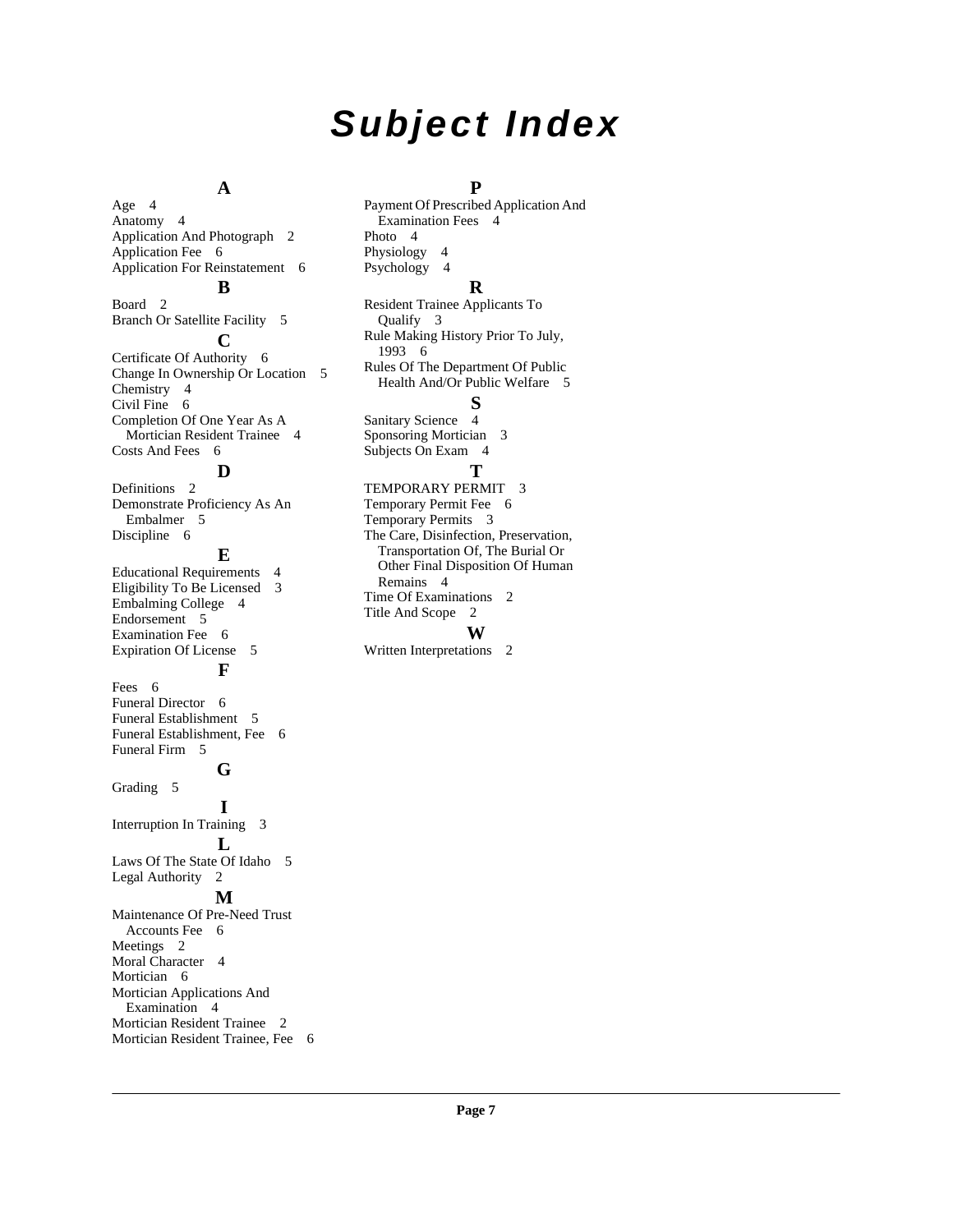# *Subject Index*

### A

Age 4
Anatomy 4
Application And Photograph 2
Application Fee 6
Application For Reinstatement 6

### B

Board 2
Branch Or Satellite Facility 5

### C

Certificate Of Authority 6
Change In Ownership Or Location 5
Chemistry 4
Civil Fine 6
Completion Of One Year As A Mortician Resident Trainee 4
Costs And Fees 6

### D

Definitions 2
Demonstrate Proficiency As An Embalmer 5
Discipline 6

### E

Educational Requirements 4
Eligibility To Be Licensed 3
Embalming College 4
Endorsement 5
Examination Fee 6
Expiration Of License 5

### F

Fees 6
Funeral Director 6
Funeral Establishment 5
Funeral Establishment, Fee 6
Funeral Firm 5

### G

Grading 5

### I

Interruption In Training 3

### L

Laws Of The State Of Idaho 5
Legal Authority 2

### M

Maintenance Of Pre-Need Trust Accounts Fee 6
Meetings 2
Moral Character 4
Mortician 6
Mortician Applications And Examination 4
Mortician Resident Trainee 2
Mortician Resident Trainee, Fee 6

### P

Payment Of Prescribed Application And Examination Fees 4
Photo 4
Physiology 4
Psychology 4

### R

Resident Trainee Applicants To Qualify 3
Rule Making History Prior To July, 1993 6
Rules Of The Department Of Public Health And/Or Public Welfare 5

### S

Sanitary Science 4
Sponsoring Mortician 3
Subjects On Exam 4

### T

TEMPORARY PERMIT 3
Temporary Permit Fee 6
Temporary Permits 3
The Care, Disinfection, Preservation, Transportation Of, The Burial Or Other Final Disposition Of Human Remains 4
Time Of Examinations 2
Title And Scope 2

### W

Written Interpretations 2